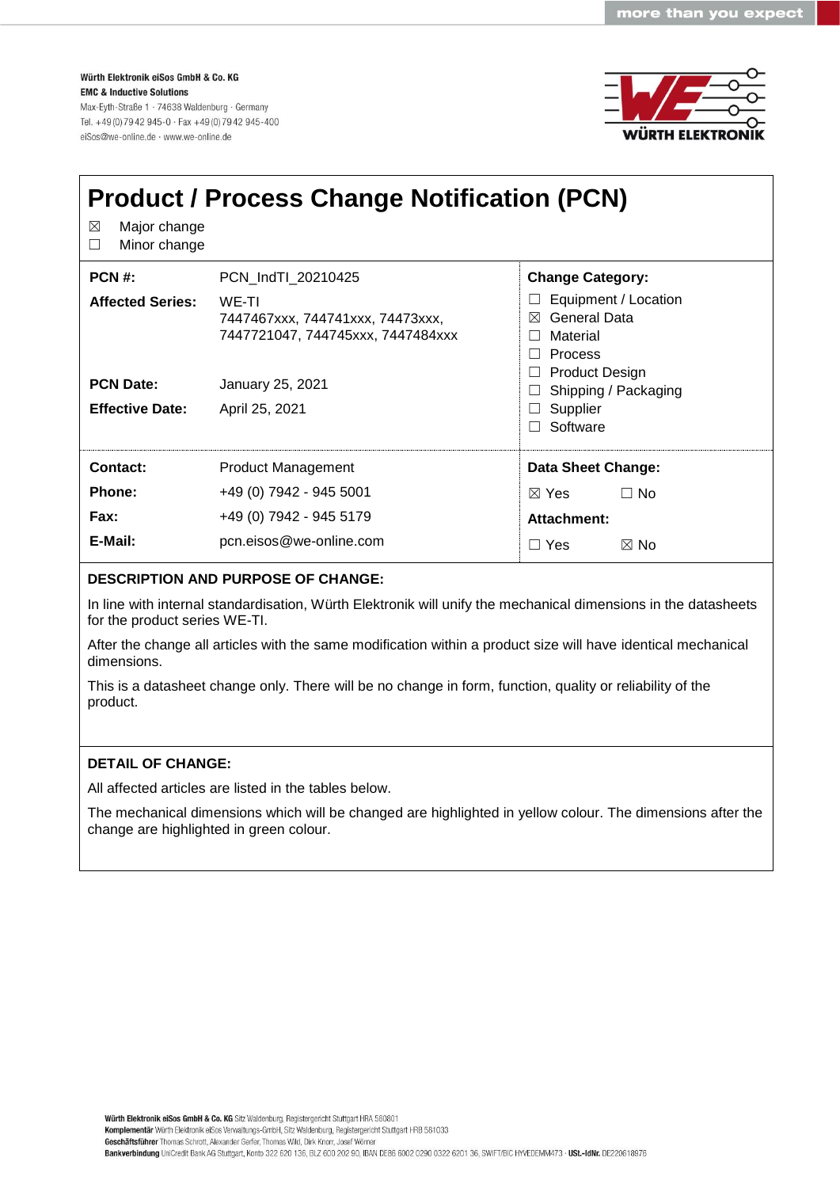Würth Elektronik eiSos GmbH & Co. KG
EMC & Inductive Solutions
Max-Eyth-Straße 1 · 74638 Waldenburg · Germany
Tel. +49 (0) 79 42 945-0 · Fax +49 (0) 79 42 945-400
eiSos@we-online.de · www.we-online.de

# Product / Process Change Notification (PCN)

☒ Major change
☐ Minor change

| | | Change Category: |
|---|---|---|
| **PCN #:** | PCN_IndTI_20210425 | ☐ Equipment / Location |
| **Affected Series:** | WE-TI<br>7447467xxx, 744741xxx, 74473xxx,<br>7447721047, 744745xxx, 7447484xxx | ☒ General Data<br>☐ Material<br>☐ Process |
| **PCN Date:** | January 25, 2021 | ☐ Product Design<br>☐ Shipping / Packaging |
| **Effective Date:** | April 25, 2021 | ☐ Supplier<br>☐ Software |

| | | Data Sheet Change: |
|---|---|---|
| **Contact:** | Product Management | |
| **Phone:** | +49 (0) 7942 - 945 5001 | ☒ Yes ☐ No |
| **Fax:** | +49 (0) 7942 - 945 5179 | **Attachment:** |
| **E-Mail:** | pcn.eisos@we-online.com | ☐ Yes ☒ No |

**DESCRIPTION AND PURPOSE OF CHANGE:**

In line with internal standardisation, Würth Elektronik will unify the mechanical dimensions in the datasheets for the product series WE-TI.

After the change all articles with the same modification within a product size will have identical mechanical dimensions.

This is a datasheet change only. There will be no change in form, function, quality or reliability of the product.

**DETAIL OF CHANGE:**

All affected articles are listed in the tables below.

The mechanical dimensions which will be changed are highlighted in yellow colour. The dimensions after the change are highlighted in green colour.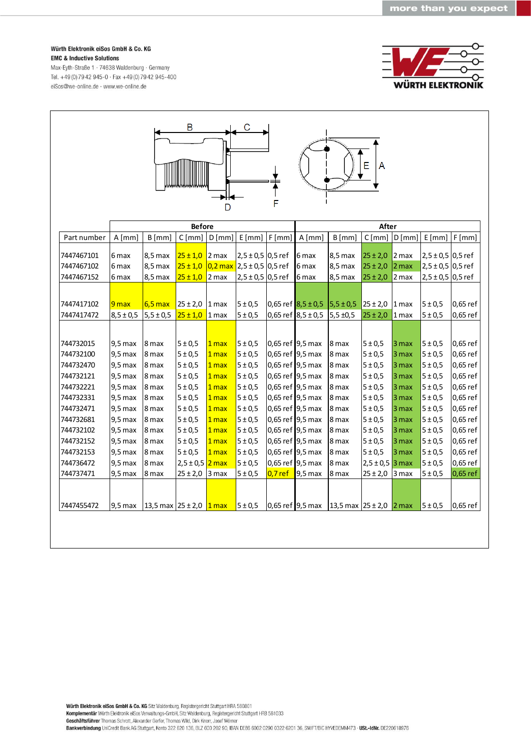Würth Elektronik eiSos GmbH & Co. KG
EMC & Inductive Solutions
Max-Eyth-Straße 1 · 74638 Waldenburg · Germany
Tel. +49 (0) 79 42 945-0 · Fax +49 (0) 79 42 945-400
eiSos@we-online.de · www.we-online.de

| Part number | Before | | | | | | After | | | | | |
|---|---|---|---|---|---|---|---|---|---|---|---|---|
| | A [mm] | B [mm] | C [mm] | D [mm] | E [mm] | F [mm] | A [mm] | B [mm] | C [mm] | D [mm] | E [mm] | F [mm] |
| 7447467101 | 6 max | 8,5 max | 25 ± 1,0 | 2 max | 2,5 ± 0,5 | 0,5 ref | 6 max | 8,5 max | 25 ± 2,0 | 2 max | 2,5 ± 0,5 | 0,5 ref |
| 7447467102 | 6 max | 8,5 max | 25 ± 1,0 | 0,2 max | 2,5 ± 0,5 | 0,5 ref | 6 max | 8,5 max | 25 ± 2,0 | 2 max | 2,5 ± 0,5 | 0,5 ref |
| 7447467152 | 6 max | 8,5 max | 25 ± 1,0 | 2 max | 2,5 ± 0,5 | 0,5 ref | 6 max | 8,5 max | 25 ± 2,0 | 2 max | 2,5 ± 0,5 | 0,5 ref |
| 7447417102 | 9 max | 6,5 max | 25 ± 2,0 | 1 max | 5 ± 0,5 | 0,65 ref | 8,5 ± 0,5 | 5,5 ± 0,5 | 25 ± 2,0 | 1 max | 5 ± 0,5 | 0,65 ref |
| 7447417472 | 8,5 ± 0,5 | 5,5 ± 0,5 | 25 ± 1,0 | 1 max | 5 ± 0,5 | 0,65 ref | 8,5 ± 0,5 | 5,5 ±0,5 | 25 ± 2,0 | 1 max | 5 ± 0,5 | 0,65 ref |
| 744732015 | 9,5 max | 8 max | 5 ± 0,5 | 1 max | 5 ± 0,5 | 0,65 ref | 9,5 max | 8 max | 5 ± 0,5 | 3 max | 5 ± 0,5 | 0,65 ref |
| 744732100 | 9,5 max | 8 max | 5 ± 0,5 | 1 max | 5 ± 0,5 | 0,65 ref | 9,5 max | 8 max | 5 ± 0,5 | 3 max | 5 ± 0,5 | 0,65 ref |
| 744732470 | 9,5 max | 8 max | 5 ± 0,5 | 1 max | 5 ± 0,5 | 0,65 ref | 9,5 max | 8 max | 5 ± 0,5 | 3 max | 5 ± 0,5 | 0,65 ref |
| 744732121 | 9,5 max | 8 max | 5 ± 0,5 | 1 max | 5 ± 0,5 | 0,65 ref | 9,5 max | 8 max | 5 ± 0,5 | 3 max | 5 ± 0,5 | 0,65 ref |
| 744732221 | 9,5 max | 8 max | 5 ± 0,5 | 1 max | 5 ± 0,5 | 0,65 ref | 9,5 max | 8 max | 5 ± 0,5 | 3 max | 5 ± 0,5 | 0,65 ref |
| 744732331 | 9,5 max | 8 max | 5 ± 0,5 | 1 max | 5 ± 0,5 | 0,65 ref | 9,5 max | 8 max | 5 ± 0,5 | 3 max | 5 ± 0,5 | 0,65 ref |
| 744732471 | 9,5 max | 8 max | 5 ± 0,5 | 1 max | 5 ± 0,5 | 0,65 ref | 9,5 max | 8 max | 5 ± 0,5 | 3 max | 5 ± 0,5 | 0,65 ref |
| 744732681 | 9,5 max | 8 max | 5 ± 0,5 | 1 max | 5 ± 0,5 | 0,65 ref | 9,5 max | 8 max | 5 ± 0,5 | 3 max | 5 ± 0,5 | 0,65 ref |
| 744732102 | 9,5 max | 8 max | 5 ± 0,5 | 1 max | 5 ± 0,5 | 0,65 ref | 9,5 max | 8 max | 5 ± 0,5 | 3 max | 5 ± 0,5 | 0,65 ref |
| 744732152 | 9,5 max | 8 max | 5 ± 0,5 | 1 max | 5 ± 0,5 | 0,65 ref | 9,5 max | 8 max | 5 ± 0,5 | 3 max | 5 ± 0,5 | 0,65 ref |
| 744732153 | 9,5 max | 8 max | 5 ± 0,5 | 1 max | 5 ± 0,5 | 0,65 ref | 9,5 max | 8 max | 5 ± 0,5 | 3 max | 5 ± 0,5 | 0,65 ref |
| 744736472 | 9,5 max | 8 max | 2,5 ± 0,5 | 2 max | 5 ± 0,5 | 0,65 ref | 9,5 max | 8 max | 2,5 ± 0,5 | 3 max | 5 ± 0,5 | 0,65 ref |
| 744737471 | 9,5 max | 8 max | 25 ± 2,0 | 3 max | 5 ± 0,5 | 0,7 ref | 9,5 max | 8 max | 25 ± 2,0 | 3 max | 5 ± 0,5 | 0,65 ref |
| 7447455472 | 9,5 max | 13,5 max | 25 ± 2,0 | 1 max | 5 ± 0,5 | 0,65 ref | 9,5 max | 13,5 max | 25 ± 2,0 | 2 max | 5 ± 0,5 | 0,65 ref |

**Würth Elektronik eiSos GmbH & Co. KG** Sitz Waldenburg, Registergericht Stuttgart HRA 580801
**Komplementär** Würth Elektronik eiSos Verwaltungs-GmbH, Sitz Waldenburg, Registergericht Stuttgart HRB 581033
**Geschäftsführer** Thomas Schrott, Alexander Gerfer, Thomas Wild, Dirk Knorr, Josef Wörner
**Bankverbindung** UniCredit Bank AG Stuttgart, Konto 322 620 136, BLZ 600 202 90, IBAN DE86 6002 0290 0322 6201 36, SWIFT/BIC HYVEDEMM473 · **USt.-IdNr.** DE220618976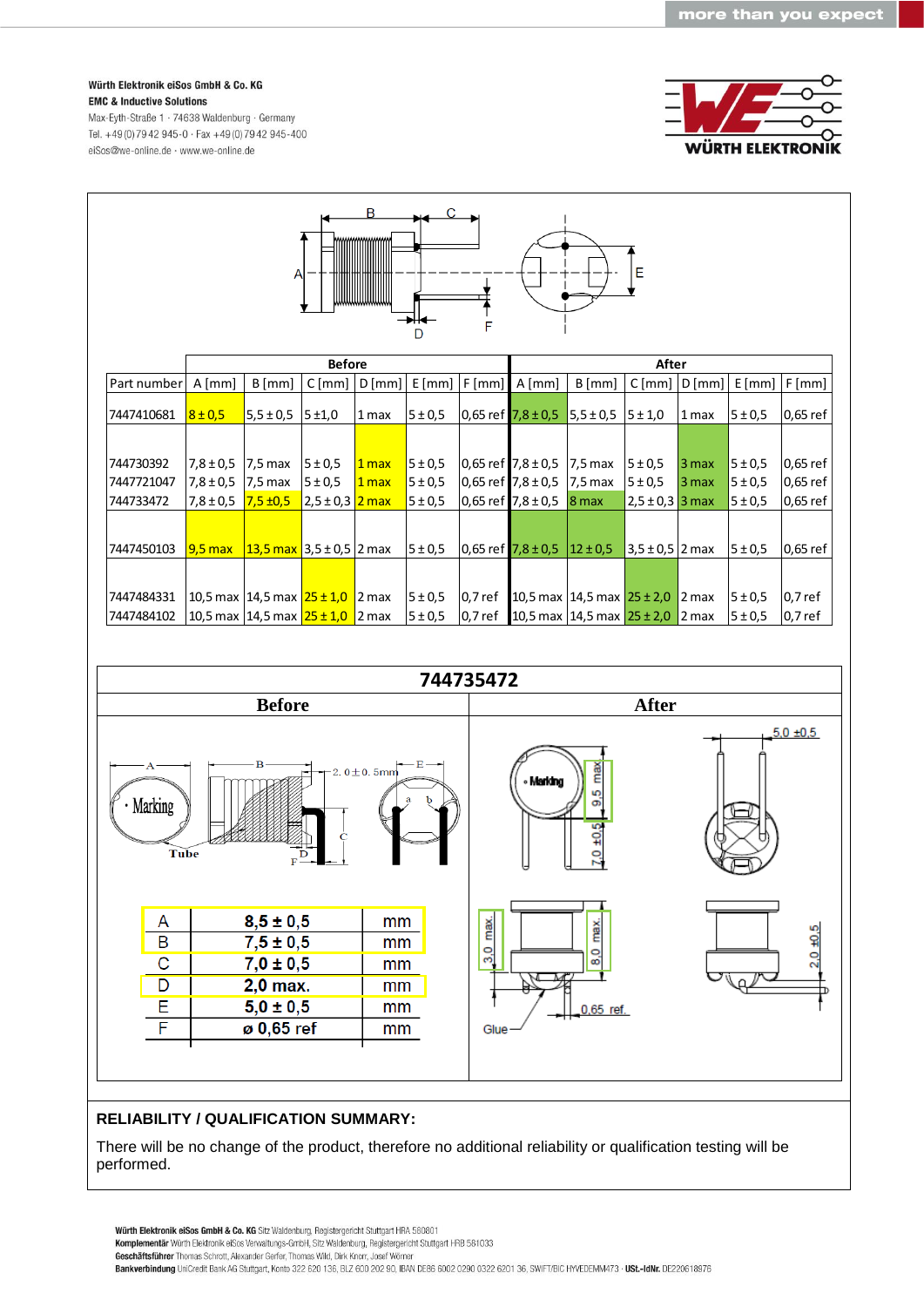Würth Elektronik eiSos GmbH & Co. KG
EMC & Inductive Solutions
Max-Eyth-Straße 1 · 74638 Waldenburg · Germany
Tel. +49 (0) 79 42 945-0 · Fax +49 (0) 79 42 945-400
eiSos@we-online.de · www.we-online.de

| | Before | | | | | | After | | | | | |
|---|---|---|---|---|---|---|---|---|---|---|---|---|
| Part number | A [mm] | B [mm] | C [mm] | D [mm] | E [mm] | F [mm] | A [mm] | B [mm] | C [mm] | D [mm] | E [mm] | F [mm] |
| 7447410681 | 8 ± 0,5 | 5,5 ± 0,5 | 5 ±1,0 | 1 max | 5 ± 0,5 | 0,65 ref | 7,8 ± 0,5 | 5,5 ± 0,5 | 5 ± 1,0 | 1 max | 5 ± 0,5 | 0,65 ref |
| 744730392 | 7,8 ± 0,5 | 7,5 max | 5 ± 0,5 | 1 max | 5 ± 0,5 | 0,65 ref | 7,8 ± 0,5 | 7,5 max | 5 ± 0,5 | 3 max | 5 ± 0,5 | 0,65 ref |
| 7447721047 | 7,8 ± 0,5 | 7,5 max | 5 ± 0,5 | 1 max | 5 ± 0,5 | 0,65 ref | 7,8 ± 0,5 | 7,5 max | 5 ± 0,5 | 3 max | 5 ± 0,5 | 0,65 ref |
| 744733472 | 7,8 ± 0,5 | 7,5 ±0,5 | 2,5 ± 0,3 | 2 max | 5 ± 0,5 | 0,65 ref | 7,8 ± 0,5 | 8 max | 2,5 ± 0,3 | 3 max | 5 ± 0,5 | 0,65 ref |
| 7447450103 | 9,5 max | 13,5 max | 3,5 ± 0,5 | 2 max | 5 ± 0,5 | 0,65 ref | 7,8 ± 0,5 | 12 ± 0,5 | 3,5 ± 0,5 | 2 max | 5 ± 0,5 | 0,65 ref |
| 7447484331 | 10,5 max | 14,5 max | 25 ± 1,0 | 2 max | 5 ± 0,5 | 0,7 ref | 10,5 max | 14,5 max | 25 ± 2,0 | 2 max | 5 ± 0,5 | 0,7 ref |
| 7447484102 | 10,5 max | 14,5 max | 25 ± 1,0 | 2 max | 5 ± 0,5 | 0,7 ref | 10,5 max | 14,5 max | 25 ± 2,0 | 2 max | 5 ± 0,5 | 0,7 ref |

## 744735472

**Before**

| | | |
|---|---|---|
| A | 8,5 ± 0,5 | mm |
| B | 7,5 ± 0,5 | mm |
| C | 7,0 ± 0,5 | mm |
| D | 2,0 max. | mm |
| E | 5,0 ± 0,5 | mm |
| F | ø 0,65 ref | mm |

**After**

5,0 ±0,5
9,5 max
7,0 ±0,5
3,0 max
8,0 max
2,0 ±0,5
0,65 ref.
Glue

**RELIABILITY / QUALIFICATION SUMMARY:**

There will be no change of the product, therefore no additional reliability or qualification testing will be performed.